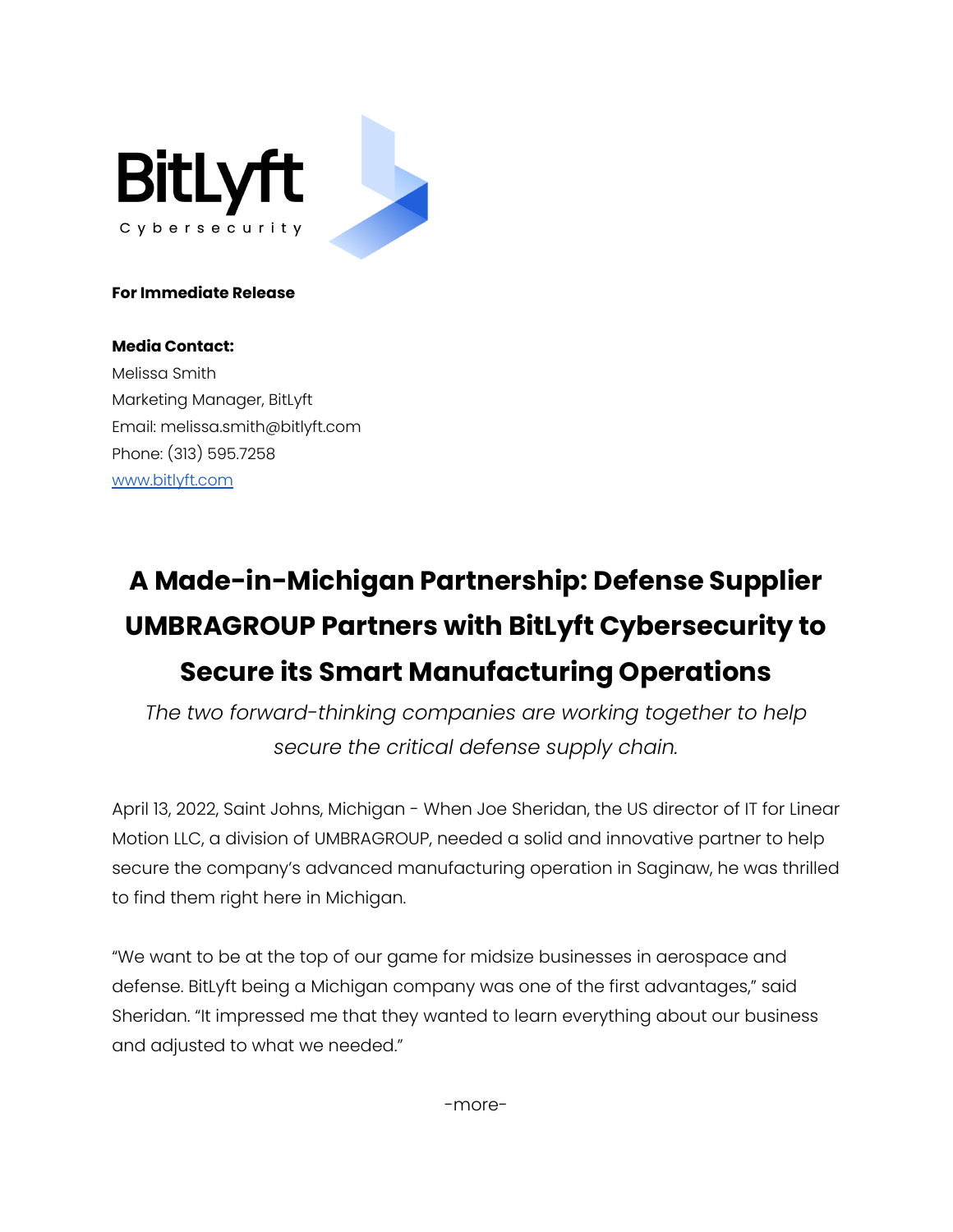BitLyft
Cybersecurity

**For Immediate Release**

**Media Contact:**
Melissa Smith
Marketing Manager, BitLyft
Email: melissa.smith@bitlyft.com
Phone: (313) 595.7258
[www.bitlyft.com](http://www.bitlyft.com)

# A Made-in-Michigan Partnership: Defense Supplier UMBRAGROUP Partners with BitLyft Cybersecurity to Secure its Smart Manufacturing Operations

*The two forward-thinking companies are working together to help secure the critical defense supply chain.*

April 13, 2022, Saint Johns, Michigan - When Joe Sheridan, the US director of IT for Linear Motion LLC, a division of UMBRAGROUP, needed a solid and innovative partner to help secure the company's advanced manufacturing operation in Saginaw, he was thrilled to find them right here in Michigan.

"We want to be at the top of our game for midsize businesses in aerospace and defense. BitLyft being a Michigan company was one of the first advantages," said Sheridan. "It impressed me that they wanted to learn everything about our business and adjusted to what we needed."

-more-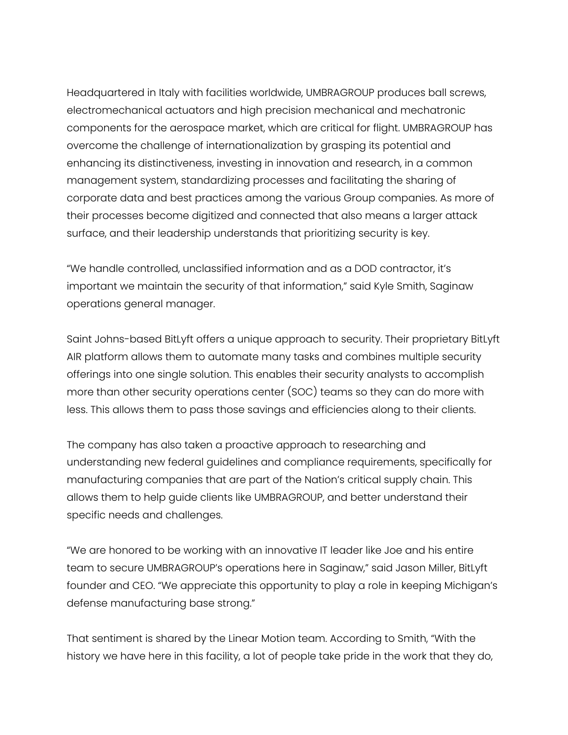Headquartered in Italy with facilities worldwide, UMBRAGROUP produces ball screws, electromechanical actuators and high precision mechanical and mechatronic components for the aerospace market, which are critical for flight. UMBRAGROUP has overcome the challenge of internationalization by grasping its potential and enhancing its distinctiveness, investing in innovation and research, in a common management system, standardizing processes and facilitating the sharing of corporate data and best practices among the various Group companies. As more of their processes become digitized and connected that also means a larger attack surface, and their leadership understands that prioritizing security is key.

"We handle controlled, unclassified information and as a DOD contractor, it's important we maintain the security of that information," said Kyle Smith, Saginaw operations general manager.

Saint Johns-based BitLyft offers a unique approach to security. Their proprietary BitLyft AIR platform allows them to automate many tasks and combines multiple security offerings into one single solution. This enables their security analysts to accomplish more than other security operations center (SOC) teams so they can do more with less. This allows them to pass those savings and efficiencies along to their clients.

The company has also taken a proactive approach to researching and understanding new federal guidelines and compliance requirements, specifically for manufacturing companies that are part of the Nation's critical supply chain. This allows them to help guide clients like UMBRAGROUP, and better understand their specific needs and challenges.

"We are honored to be working with an innovative IT leader like Joe and his entire team to secure UMBRAGROUP's operations here in Saginaw," said Jason Miller, BitLyft founder and CEO. "We appreciate this opportunity to play a role in keeping Michigan's defense manufacturing base strong."

That sentiment is shared by the Linear Motion team. According to Smith, "With the history we have here in this facility, a lot of people take pride in the work that they do,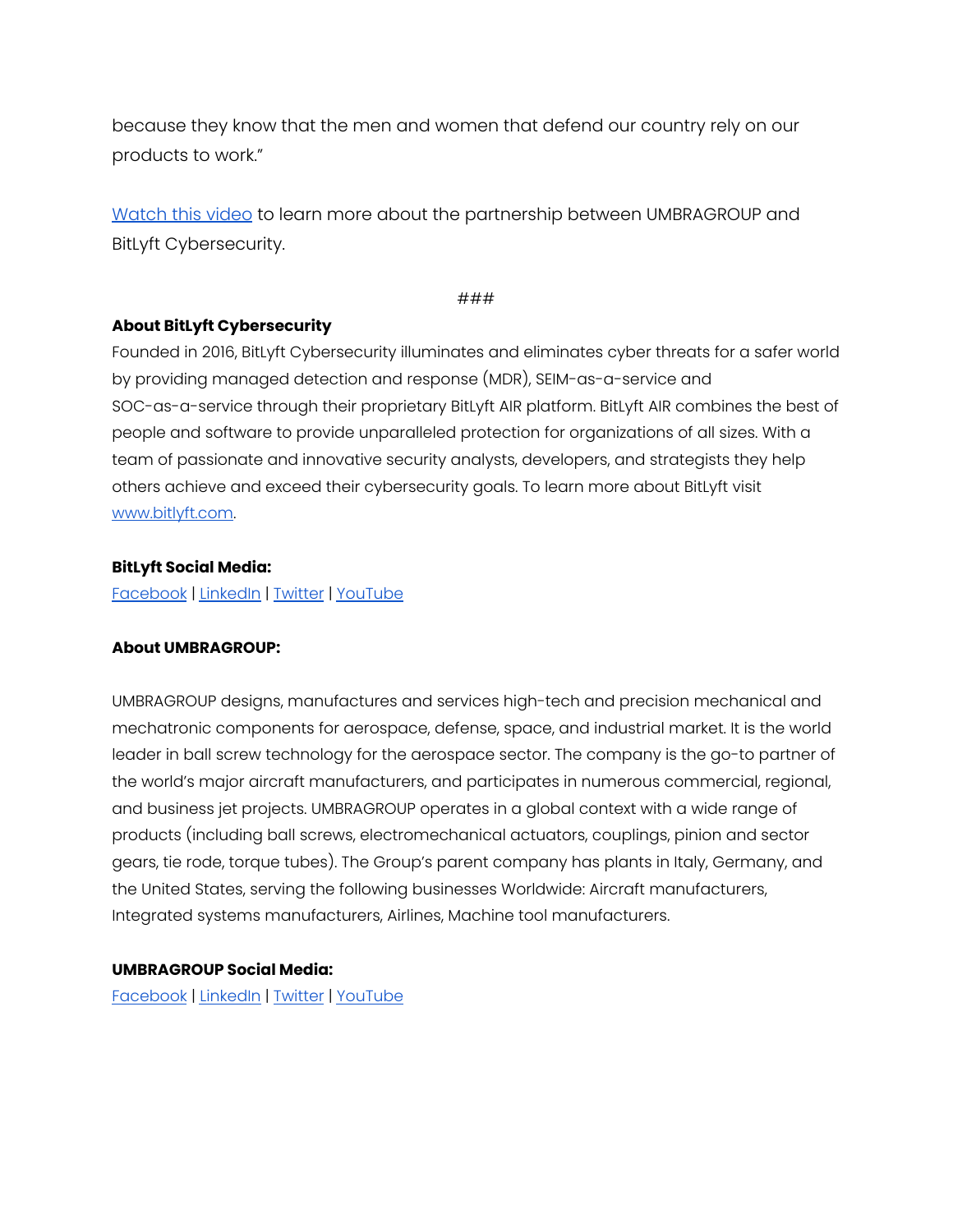because they know that the men and women that defend our country rely on our products to work."

Watch this video to learn more about the partnership between UMBRAGROUP and BitLyft Cybersecurity.

###

**About BitLyft Cybersecurity**

Founded in 2016, BitLyft Cybersecurity illuminates and eliminates cyber threats for a safer world by providing managed detection and response (MDR), SEIM-as-a-service and SOC-as-a-service through their proprietary BitLyft AIR platform. BitLyft AIR combines the best of people and software to provide unparalleled protection for organizations of all sizes. With a team of passionate and innovative security analysts, developers, and strategists they help others achieve and exceed their cybersecurity goals. To learn more about BitLyft visit www.bitlyft.com.

**BitLyft Social Media:**

Facebook | LinkedIn | Twitter | YouTube

**About UMBRAGROUP:**

UMBRAGROUP designs, manufactures and services high-tech and precision mechanical and mechatronic components for aerospace, defense, space, and industrial market. It is the world leader in ball screw technology for the aerospace sector. The company is the go-to partner of the world's major aircraft manufacturers, and participates in numerous commercial, regional, and business jet projects. UMBRAGROUP operates in a global context with a wide range of products (including ball screws, electromechanical actuators, couplings, pinion and sector gears, tie rode, torque tubes). The Group's parent company has plants in Italy, Germany, and the United States, serving the following businesses Worldwide: Aircraft manufacturers, Integrated systems manufacturers, Airlines, Machine tool manufacturers.

**UMBRAGROUP Social Media:**

Facebook | LinkedIn | Twitter | YouTube